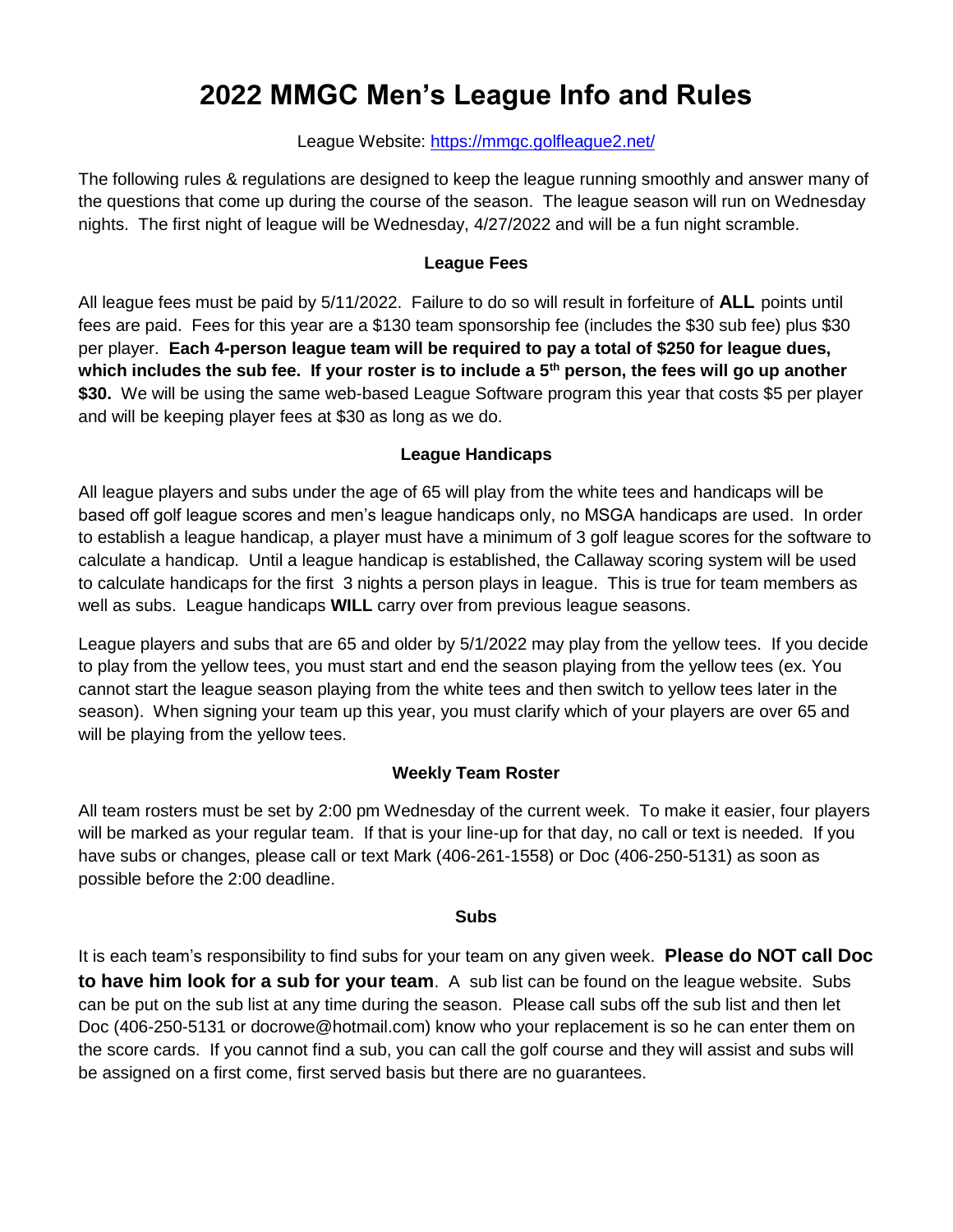# 2022 MMGC Men's League Info and Rules

League Website: [https://mmgc.golfleague2.net/](https://mmgc.golfleague2.net/)

The following rules & regulations are designed to keep the league running smoothly and answer many of the questions that come up during the course of the season. The league season will run on Wednesday nights. The first night of league will be Wednesday, 4/27/2022 and will be a fun night scramble.

### League Fees

All league fees must be paid by 5/11/2022. Failure to do so will result in forfeiture of **ALL** points until fees are paid. Fees for this year are a $130 team sponsorship fee (includes the $30 sub fee) plus $30 per player. **Each 4-person league team will be required to pay a total of $250 for league dues, which includes the sub fee. If your roster is to include a 5th person, the fees will go up another $30.** We will be using the same web-based League Software program this year that costs $5 per player and will be keeping player fees at $30 as long as we do.

### League Handicaps

All league players and subs under the age of 65 will play from the white tees and handicaps will be based off golf league scores and men's league handicaps only, no MSGA handicaps are used. In order to establish a league handicap, a player must have a minimum of 3 golf league scores for the software to calculate a handicap. Until a league handicap is established, the Callaway scoring system will be used to calculate handicaps for the first 3 nights a person plays in league. This is true for team members as well as subs. League handicaps **WILL** carry over from previous league seasons.

League players and subs that are 65 and older by 5/1/2022 may play from the yellow tees. If you decide to play from the yellow tees, you must start and end the season playing from the yellow tees (ex. You cannot start the league season playing from the white tees and then switch to yellow tees later in the season). When signing your team up this year, you must clarify which of your players are over 65 and will be playing from the yellow tees.

### Weekly Team Roster

All team rosters must be set by 2:00 pm Wednesday of the current week. To make it easier, four players will be marked as your regular team. If that is your line-up for that day, no call or text is needed. If you have subs or changes, please call or text Mark (406-261-1558) or Doc (406-250-5131) as soon as possible before the 2:00 deadline.

### Subs

It is each team's responsibility to find subs for your team on any given week. **Please do NOT call Doc to have him look for a sub for your team**. A sub list can be found on the league website. Subs can be put on the sub list at any time during the season. Please call subs off the sub list and then let Doc (406-250-5131 or docrowe@hotmail.com) know who your replacement is so he can enter them on the score cards. If you cannot find a sub, you can call the golf course and they will assist and subs will be assigned on a first come, first served basis but there are no guarantees.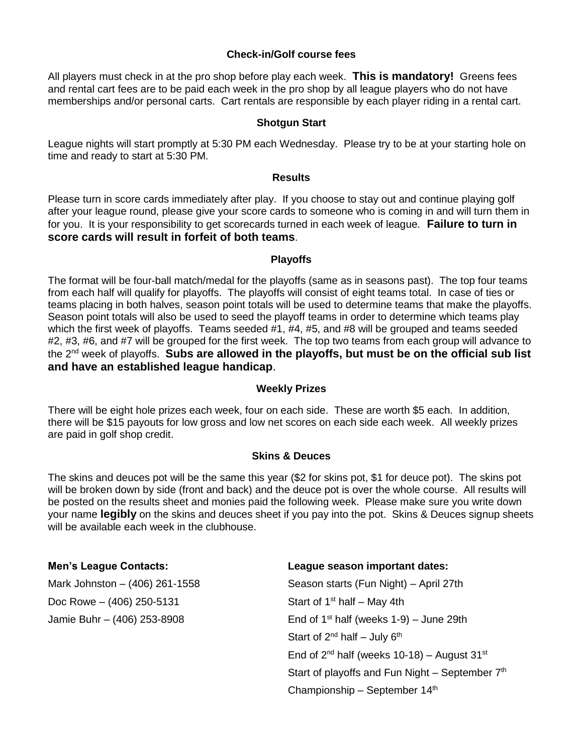### Check-in/Golf course fees

All players must check in at the pro shop before play each week. **This is mandatory!** Greens fees and rental cart fees are to be paid each week in the pro shop by all league players who do not have memberships and/or personal carts. Cart rentals are responsible by each player riding in a rental cart.

### Shotgun Start

League nights will start promptly at 5:30 PM each Wednesday. Please try to be at your starting hole on time and ready to start at 5:30 PM.

### Results

Please turn in score cards immediately after play. If you choose to stay out and continue playing golf after your league round, please give your score cards to someone who is coming in and will turn them in for you. It is your responsibility to get scorecards turned in each week of league. **Failure to turn in score cards will result in forfeit of both teams**.

### Playoffs

The format will be four-ball match/medal for the playoffs (same as in seasons past). The top four teams from each half will qualify for playoffs. The playoffs will consist of eight teams total. In case of ties or teams placing in both halves, season point totals will be used to determine teams that make the playoffs. Season point totals will also be used to seed the playoff teams in order to determine which teams play which the first week of playoffs. Teams seeded #1, #4, #5, and #8 will be grouped and teams seeded #2, #3, #6, and #7 will be grouped for the first week. The top two teams from each group will advance to the 2nd week of playoffs. **Subs are allowed in the playoffs, but must be on the official sub list and have an established league handicap**.

### Weekly Prizes

There will be eight hole prizes each week, four on each side. These are worth $5 each. In addition, there will be $15 payouts for low gross and low net scores on each side each week. All weekly prizes are paid in golf shop credit.

### Skins & Deuces

The skins and deuces pot will be the same this year ($2 for skins pot, $1 for deuce pot). The skins pot will be broken down by side (front and back) and the deuce pot is over the whole course. All results will be posted on the results sheet and monies paid the following week. Please make sure you write down your name **legibly** on the skins and deuces sheet if you pay into the pot. Skins & Deuces signup sheets will be available each week in the clubhouse.

**Men's League Contacts:**

Mark Johnston – (406) 261-1558

Doc Rowe – (406) 250-5131

Jamie Buhr – (406) 253-8908

**League season important dates:**

Season starts (Fun Night) – April 27th

Start of 1st half – May 4th

End of 1st half (weeks 1-9) – June 29th

Start of 2nd half – July 6th

End of 2nd half (weeks 10-18) – August 31st

Start of playoffs and Fun Night – September 7th

Championship – September 14th